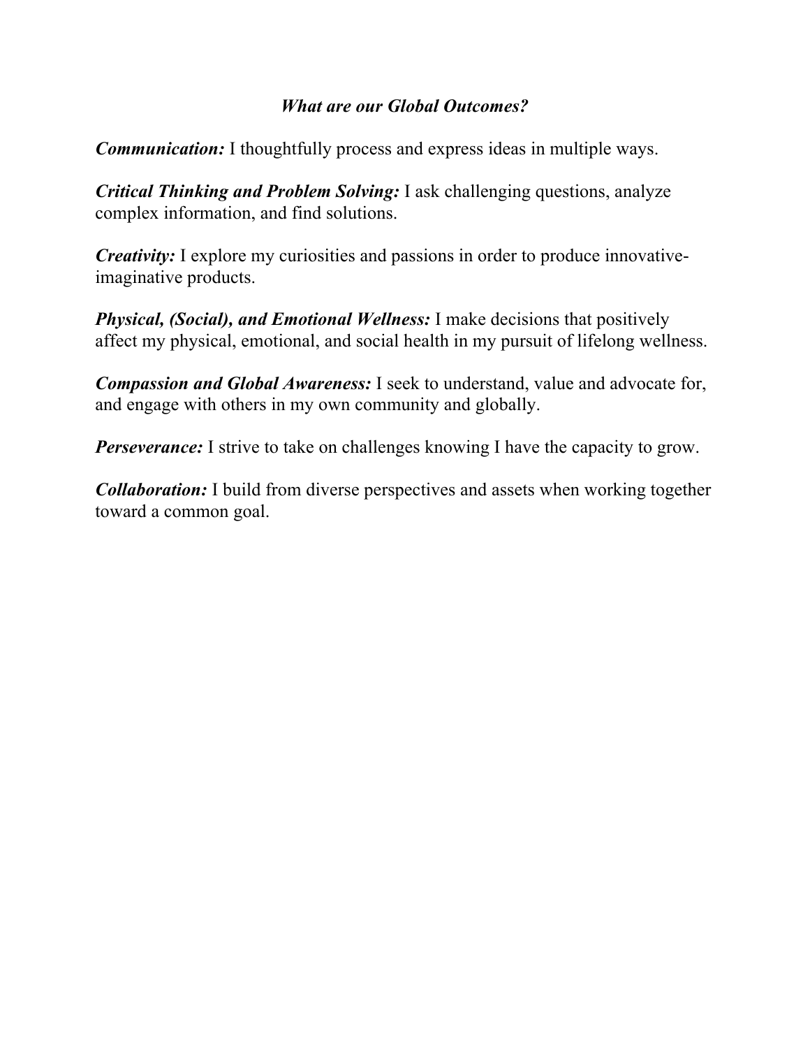## *What are our Global Outcomes?*

***Communication:*** I thoughtfully process and express ideas in multiple ways.

***Critical Thinking and Problem Solving:*** I ask challenging questions, analyze complex information, and find solutions.

***Creativity:*** I explore my curiosities and passions in order to produce innovative-imaginative products.

***Physical, (Social), and Emotional Wellness:*** I make decisions that positively affect my physical, emotional, and social health in my pursuit of lifelong wellness.

***Compassion and Global Awareness:*** I seek to understand, value and advocate for, and engage with others in my own community and globally.

***Perseverance:*** I strive to take on challenges knowing I have the capacity to grow.

***Collaboration:*** I build from diverse perspectives and assets when working together toward a common goal.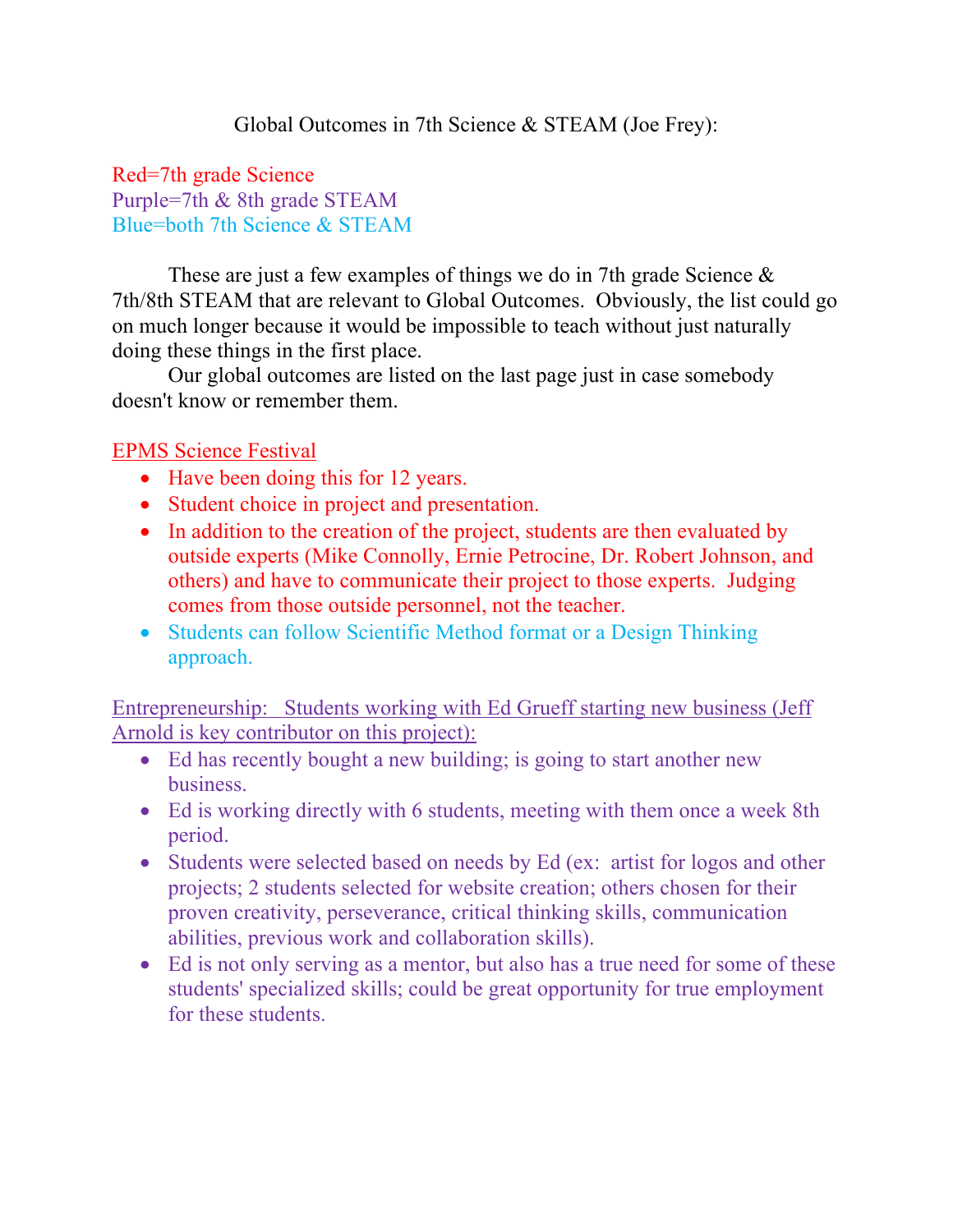Global Outcomes in 7th Science & STEAM (Joe Frey):

Red=7th grade Science
Purple=7th & 8th grade STEAM
Blue=both 7th Science & STEAM

These are just a few examples of things we do in 7th grade Science & 7th/8th STEAM that are relevant to Global Outcomes. Obviously, the list could go on much longer because it would be impossible to teach without just naturally doing these things in the first place.

Our global outcomes are listed on the last page just in case somebody doesn't know or remember them.

<u>EPMS Science Festival</u>

- Have been doing this for 12 years.
- Student choice in project and presentation.
- In addition to the creation of the project, students are then evaluated by outside experts (Mike Connolly, Ernie Petrocine, Dr. Robert Johnson, and others) and have to communicate their project to those experts. Judging comes from those outside personnel, not the teacher.
- Students can follow Scientific Method format or a Design Thinking approach.

<u>Entrepreneurship: Students working with Ed Grueff starting new business (Jeff Arnold is key contributor on this project):</u>

- Ed has recently bought a new building; is going to start another new business.
- Ed is working directly with 6 students, meeting with them once a week 8th period.
- Students were selected based on needs by Ed (ex: artist for logos and other projects; 2 students selected for website creation; others chosen for their proven creativity, perseverance, critical thinking skills, communication abilities, previous work and collaboration skills).
- Ed is not only serving as a mentor, but also has a true need for some of these students' specialized skills; could be great opportunity for true employment for these students.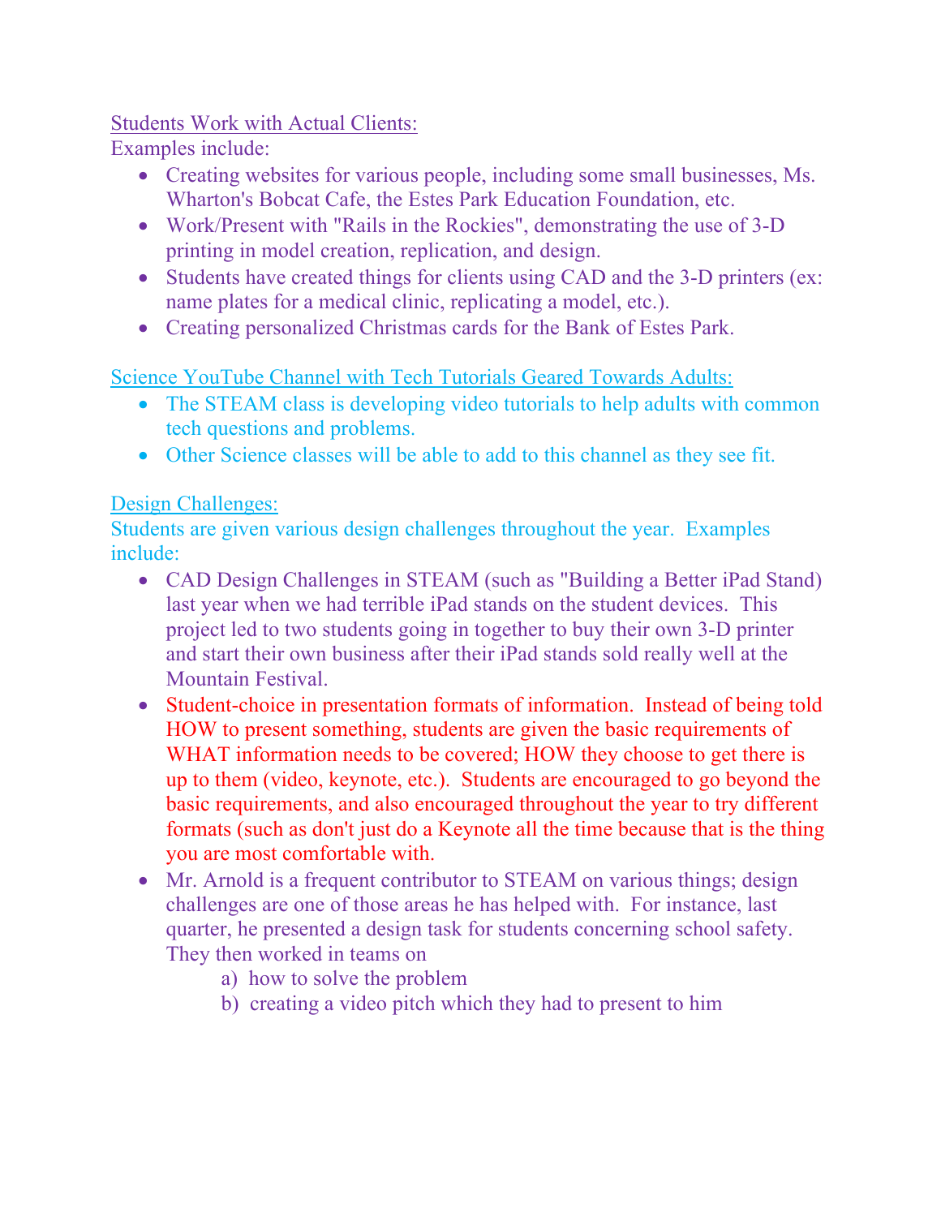<u>Students Work with Actual Clients:</u>
Examples include:

- Creating websites for various people, including some small businesses, Ms. Wharton's Bobcat Cafe, the Estes Park Education Foundation, etc.
- Work/Present with "Rails in the Rockies", demonstrating the use of 3-D printing in model creation, replication, and design.
- Students have created things for clients using CAD and the 3-D printers (ex: name plates for a medical clinic, replicating a model, etc.).
- Creating personalized Christmas cards for the Bank of Estes Park.

<u>Science YouTube Channel with Tech Tutorials Geared Towards Adults:</u>

- The STEAM class is developing video tutorials to help adults with common tech questions and problems.
- Other Science classes will be able to add to this channel as they see fit.

<u>Design Challenges:</u>
Students are given various design challenges throughout the year. Examples include:

- CAD Design Challenges in STEAM (such as "Building a Better iPad Stand) last year when we had terrible iPad stands on the student devices. This project led to two students going in together to buy their own 3-D printer and start their own business after their iPad stands sold really well at the Mountain Festival.
- Student-choice in presentation formats of information. Instead of being told HOW to present something, students are given the basic requirements of WHAT information needs to be covered; HOW they choose to get there is up to them (video, keynote, etc.). Students are encouraged to go beyond the basic requirements, and also encouraged throughout the year to try different formats (such as don't just do a Keynote all the time because that is the thing you are most comfortable with.
- Mr. Arnold is a frequent contributor to STEAM on various things; design challenges are one of those areas he has helped with. For instance, last quarter, he presented a design task for students concerning school safety. They then worked in teams on
  a) how to solve the problem
  b) creating a video pitch which they had to present to him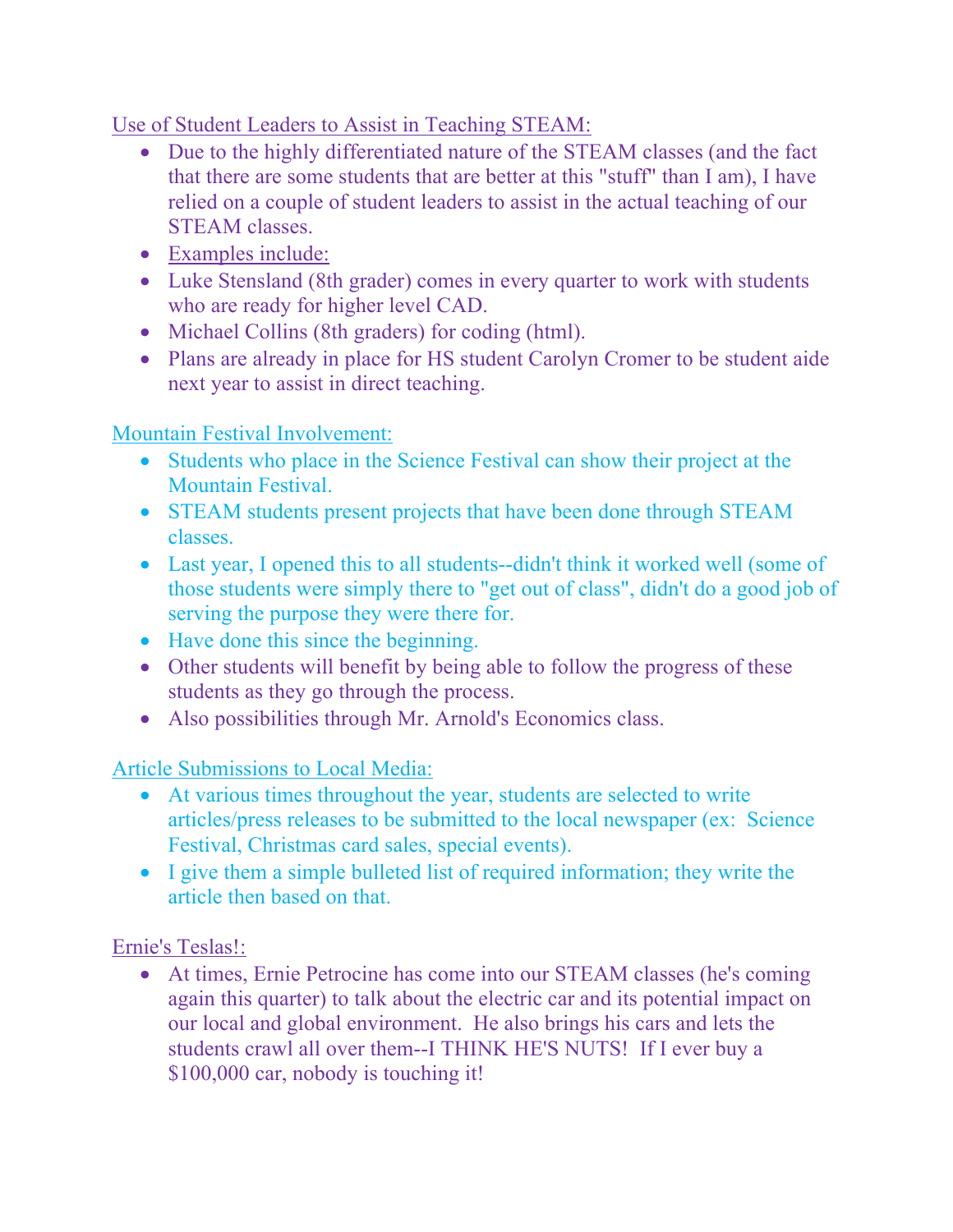Use of Student Leaders to Assist in Teaching STEAM:

- Due to the highly differentiated nature of the STEAM classes (and the fact that there are some students that are better at this "stuff" than I am), I have relied on a couple of student leaders to assist in the actual teaching of our STEAM classes.
- Examples include:
- Luke Stensland (8th grader) comes in every quarter to work with students who are ready for higher level CAD.
- Michael Collins (8th graders) for coding (html).
- Plans are already in place for HS student Carolyn Cromer to be student aide next year to assist in direct teaching.

Mountain Festival Involvement:

- Students who place in the Science Festival can show their project at the Mountain Festival.
- STEAM students present projects that have been done through STEAM classes.
- Last year, I opened this to all students--didn't think it worked well (some of those students were simply there to "get out of class", didn't do a good job of serving the purpose they were there for.
- Have done this since the beginning.
- Other students will benefit by being able to follow the progress of these students as they go through the process.
- Also possibilities through Mr. Arnold's Economics class.

Article Submissions to Local Media:

- At various times throughout the year, students are selected to write articles/press releases to be submitted to the local newspaper (ex: Science Festival, Christmas card sales, special events).
- I give them a simple bulleted list of required information; they write the article then based on that.

Ernie's Teslas!:

- At times, Ernie Petrocine has come into our STEAM classes (he's coming again this quarter) to talk about the electric car and its potential impact on our local and global environment. He also brings his cars and lets the students crawl all over them--I THINK HE'S NUTS! If I ever buy a $100,000 car, nobody is touching it!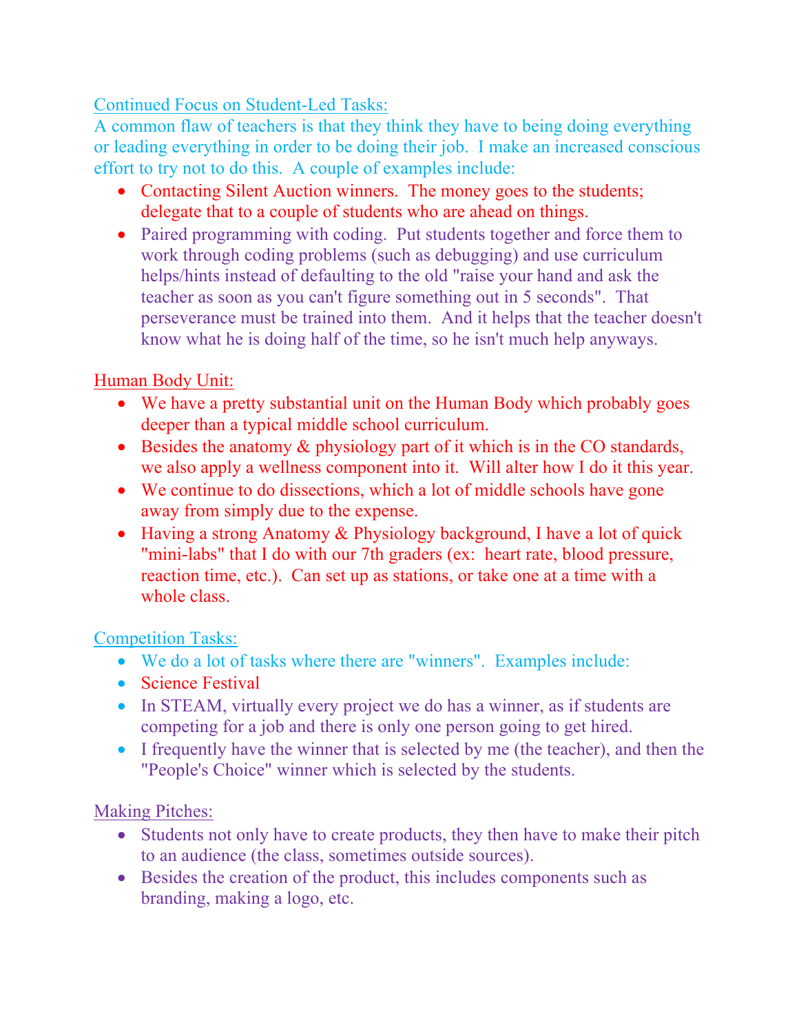<u>Continued Focus on Student-Led Tasks:</u>

A common flaw of teachers is that they think they have to being doing everything or leading everything in order to be doing their job. I make an increased conscious effort to try not to do this. A couple of examples include:

- Contacting Silent Auction winners. The money goes to the students; delegate that to a couple of students who are ahead on things.
- Paired programming with coding. Put students together and force them to work through coding problems (such as debugging) and use curriculum helps/hints instead of defaulting to the old "raise your hand and ask the teacher as soon as you can't figure something out in 5 seconds". That perseverance must be trained into them. And it helps that the teacher doesn't know what he is doing half of the time, so he isn't much help anyways.

<u>Human Body Unit:</u>

- We have a pretty substantial unit on the Human Body which probably goes deeper than a typical middle school curriculum.
- Besides the anatomy & physiology part of it which is in the CO standards, we also apply a wellness component into it. Will alter how I do it this year.
- We continue to do dissections, which a lot of middle schools have gone away from simply due to the expense.
- Having a strong Anatomy & Physiology background, I have a lot of quick "mini-labs" that I do with our 7th graders (ex: heart rate, blood pressure, reaction time, etc.). Can set up as stations, or take one at a time with a whole class.

<u>Competition Tasks:</u>

- We do a lot of tasks where there are "winners". Examples include:
- Science Festival
- In STEAM, virtually every project we do has a winner, as if students are competing for a job and there is only one person going to get hired.
- I frequently have the winner that is selected by me (the teacher), and then the "People's Choice" winner which is selected by the students.

<u>Making Pitches:</u>

- Students not only have to create products, they then have to make their pitch to an audience (the class, sometimes outside sources).
- Besides the creation of the product, this includes components such as branding, making a logo, etc.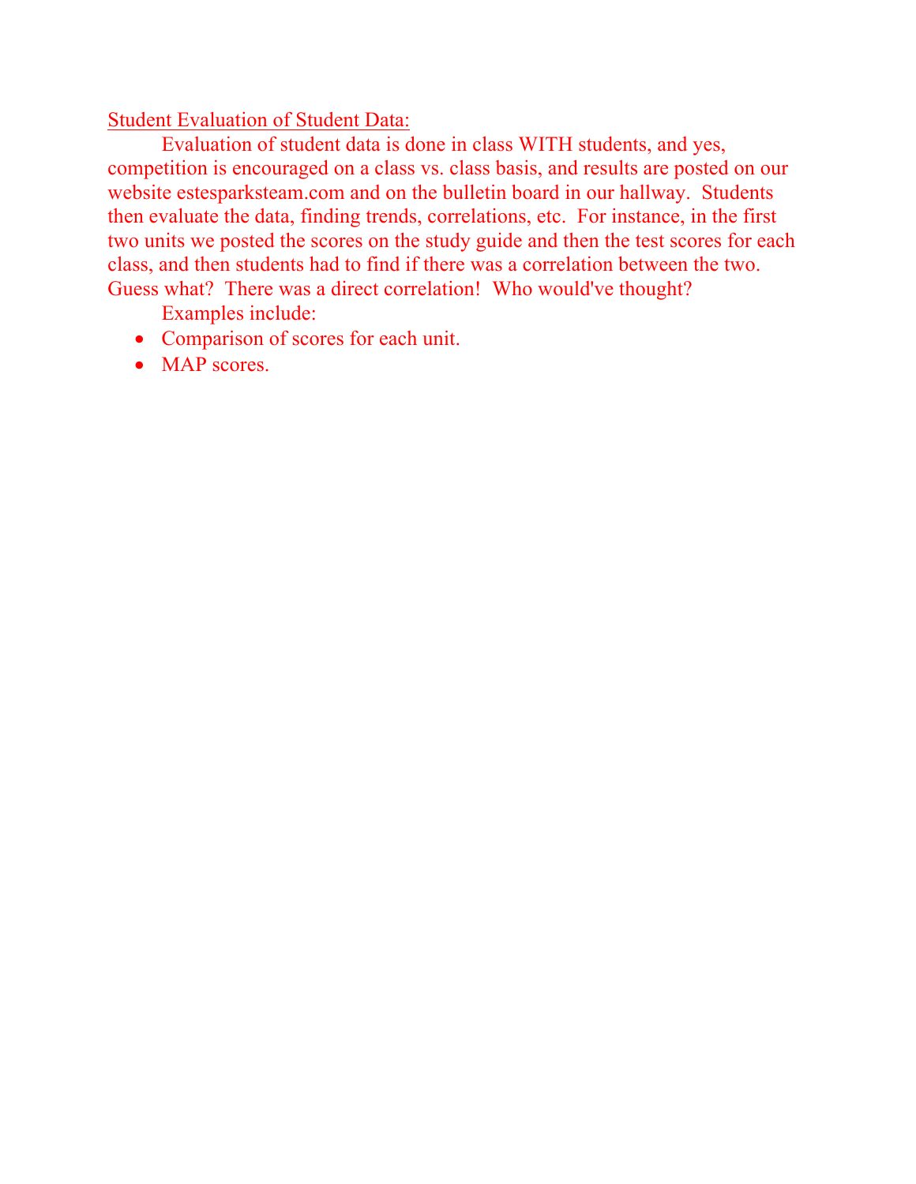Student Evaluation of Student Data:

Evaluation of student data is done in class WITH students, and yes, competition is encouraged on a class vs. class basis, and results are posted on our website estesparksteam.com and on the bulletin board in our hallway. Students then evaluate the data, finding trends, correlations, etc. For instance, in the first two units we posted the scores on the study guide and then the test scores for each class, and then students had to find if there was a correlation between the two. Guess what? There was a direct correlation! Who would've thought?

Examples include:

- Comparison of scores for each unit.
- MAP scores.